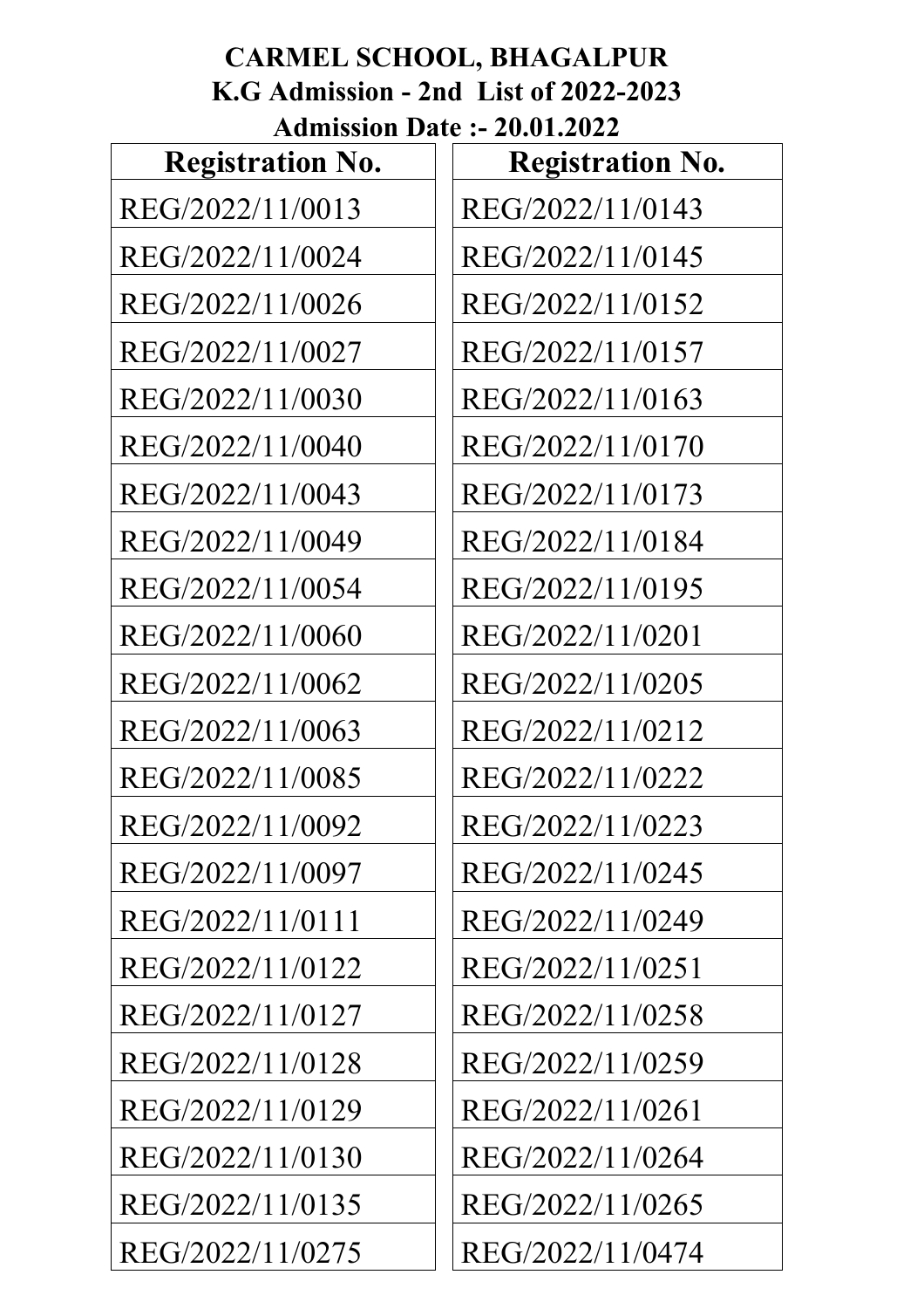# CARMEL SCHOOL, BHAGALPUR

## K.G Admission - 2nd List of 2022-2023

### Admission Date :- 20.01.2022

| Registration No. | Registration No. |
|---|---|
| REG/2022/11/0013 | REG/2022/11/0143 |
| REG/2022/11/0024 | REG/2022/11/0145 |
| REG/2022/11/0026 | REG/2022/11/0152 |
| REG/2022/11/0027 | REG/2022/11/0157 |
| REG/2022/11/0030 | REG/2022/11/0163 |
| REG/2022/11/0040 | REG/2022/11/0170 |
| REG/2022/11/0043 | REG/2022/11/0173 |
| REG/2022/11/0049 | REG/2022/11/0184 |
| REG/2022/11/0054 | REG/2022/11/0195 |
| REG/2022/11/0060 | REG/2022/11/0201 |
| REG/2022/11/0062 | REG/2022/11/0205 |
| REG/2022/11/0063 | REG/2022/11/0212 |
| REG/2022/11/0085 | REG/2022/11/0222 |
| REG/2022/11/0092 | REG/2022/11/0223 |
| REG/2022/11/0097 | REG/2022/11/0245 |
| REG/2022/11/0111 | REG/2022/11/0249 |
| REG/2022/11/0122 | REG/2022/11/0251 |
| REG/2022/11/0127 | REG/2022/11/0258 |
| REG/2022/11/0128 | REG/2022/11/0259 |
| REG/2022/11/0129 | REG/2022/11/0261 |
| REG/2022/11/0130 | REG/2022/11/0264 |
| REG/2022/11/0135 | REG/2022/11/0265 |
| REG/2022/11/0275 | REG/2022/11/0474 |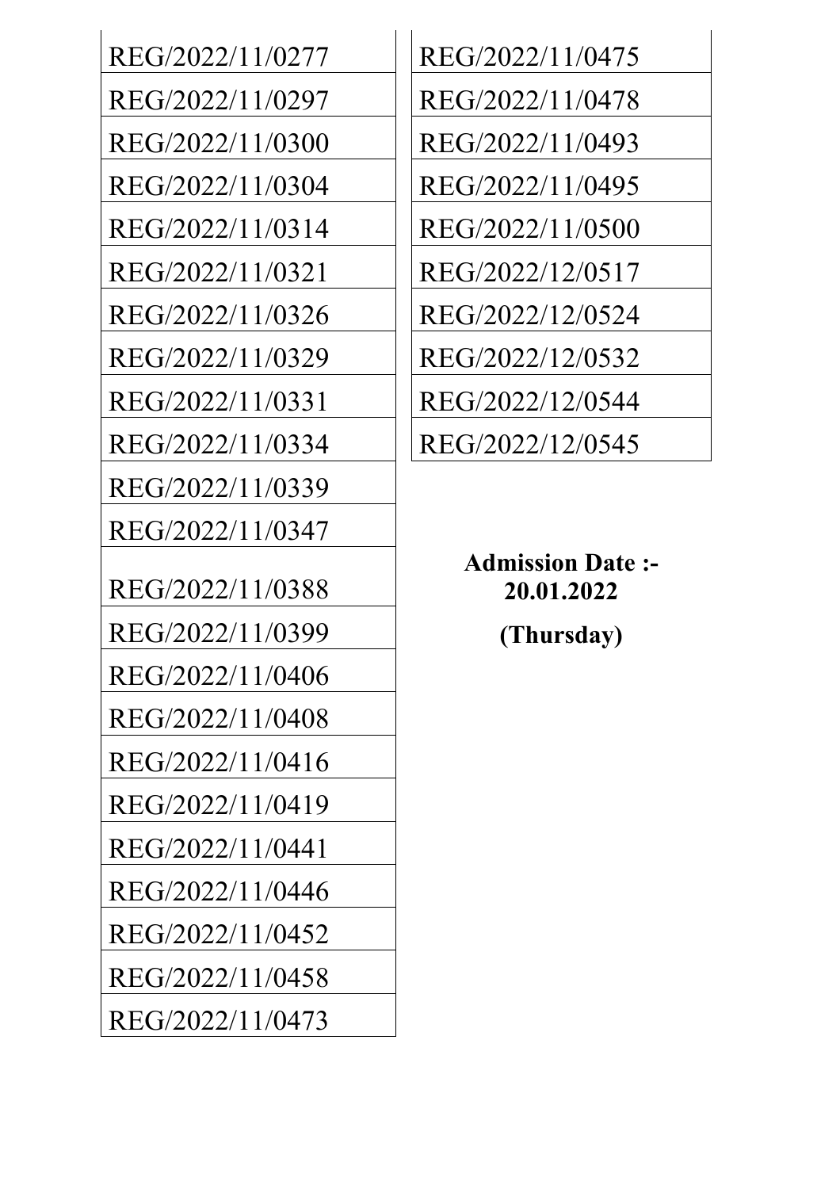| REG/2022/11/0277 |
|---|
| REG/2022/11/0297 |
| REG/2022/11/0300 |
| REG/2022/11/0304 |
| REG/2022/11/0314 |
| REG/2022/11/0321 |
| REG/2022/11/0326 |
| REG/2022/11/0329 |
| REG/2022/11/0331 |
| REG/2022/11/0334 |
| REG/2022/11/0339 |
| REG/2022/11/0347 |
| REG/2022/11/0388 |
| REG/2022/11/0399 |
| REG/2022/11/0406 |
| REG/2022/11/0408 |
| REG/2022/11/0416 |
| REG/2022/11/0419 |
| REG/2022/11/0441 |
| REG/2022/11/0446 |
| REG/2022/11/0452 |
| REG/2022/11/0458 |
| REG/2022/11/0473 |

| REG/2022/11/0475 |
|---|
| REG/2022/11/0478 |
| REG/2022/11/0493 |
| REG/2022/11/0495 |
| REG/2022/11/0500 |
| REG/2022/12/0517 |
| REG/2022/12/0524 |
| REG/2022/12/0532 |
| REG/2022/12/0544 |
| REG/2022/12/0545 |

**Admission Date :- 20.01.2022**

**(Thursday)**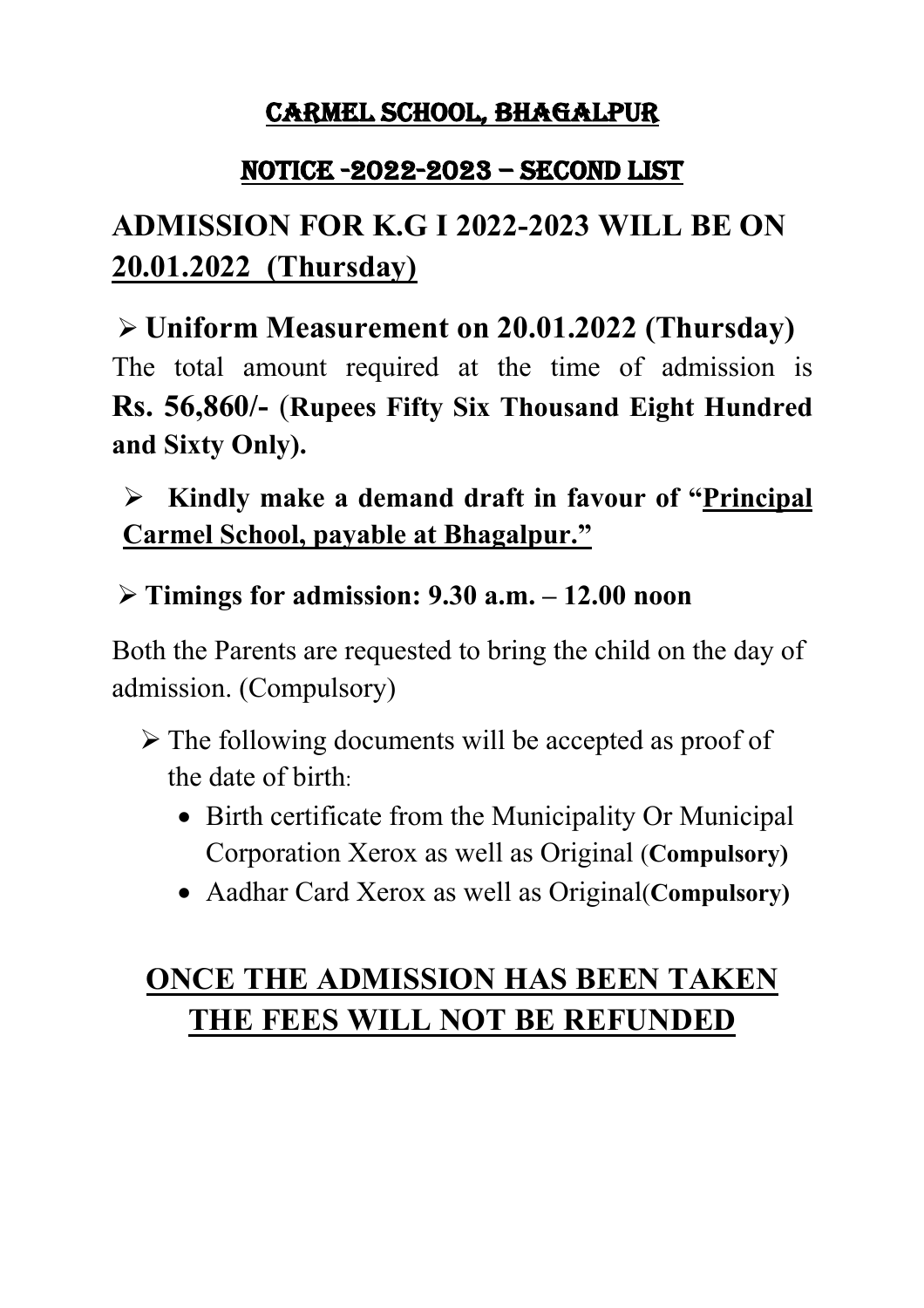## CARMEL SCHOOL, BHAGALPUR

## NOTICE -2022-2023 – SECOND LIST

# ADMISSION FOR K.G I 2022-2023 WILL BE ON 20.01.2022 (Thursday)

- **Uniform Measurement on 20.01.2022 (Thursday)**

The total amount required at the time of admission is **Rs. 56,860/- (Rupees Fifty Six Thousand Eight Hundred and Sixty Only).**

- **Kindly make a demand draft in favour of "Principal Carmel School, payable at Bhagalpur."**

- **Timings for admission: 9.30 a.m. – 12.00 noon**

Both the Parents are requested to bring the child on the day of admission. (Compulsory)

- The following documents will be accepted as proof of the date of birth:
  - Birth certificate from the Municipality Or Municipal Corporation Xerox as well as Original (**Compulsory)**
  - Aadhar Card Xerox as well as Original(**Compulsory)**

## ONCE THE ADMISSION HAS BEEN TAKEN THE FEES WILL NOT BE REFUNDED